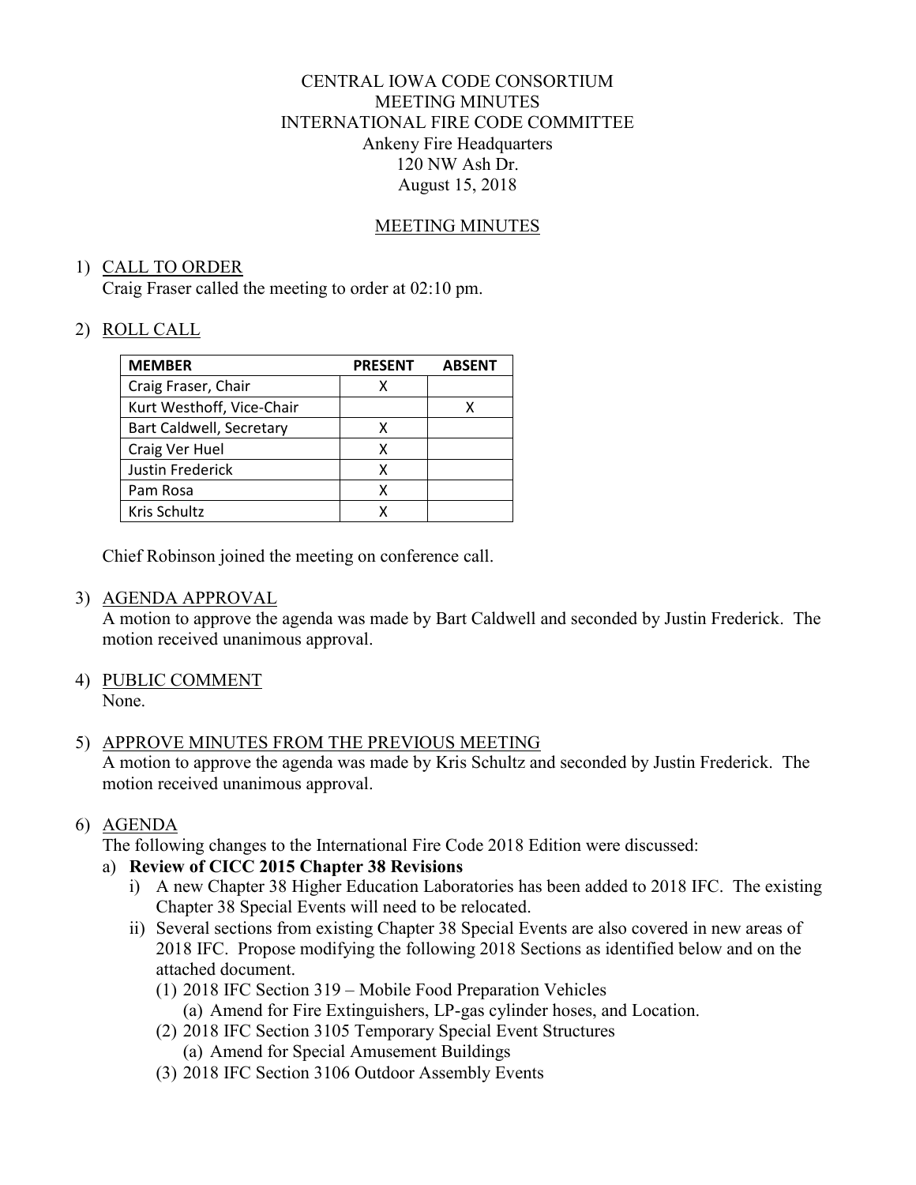CENTRAL IOWA CODE CONSORTIUM
MEETING MINUTES
INTERNATIONAL FIRE CODE COMMITTEE
Ankeny Fire Headquarters
120 NW Ash Dr.
August 15, 2018

## MEETING MINUTES

1) CALL TO ORDER
   Craig Fraser called the meeting to order at 02:10 pm.

2) ROLL CALL

| MEMBER | PRESENT | ABSENT |
|---|---|---|
| Craig Fraser, Chair | X | |
| Kurt Westhoff, Vice-Chair | | X |
| Bart Caldwell, Secretary | X | |
| Craig Ver Huel | X | |
| Justin Frederick | X | |
| Pam Rosa | X | |
| Kris Schultz | X | |

   Chief Robinson joined the meeting on conference call.

3) AGENDA APPROVAL
   A motion to approve the agenda was made by Bart Caldwell and seconded by Justin Frederick. The motion received unanimous approval.

4) PUBLIC COMMENT
   None.

5) APPROVE MINUTES FROM THE PREVIOUS MEETING
   A motion to approve the agenda was made by Kris Schultz and seconded by Justin Frederick. The motion received unanimous approval.

6) AGENDA
   The following changes to the International Fire Code 2018 Edition were discussed:
   a) **Review of CICC 2015 Chapter 38 Revisions**
      i) A new Chapter 38 Higher Education Laboratories has been added to 2018 IFC. The existing Chapter 38 Special Events will need to be relocated.
      ii) Several sections from existing Chapter 38 Special Events are also covered in new areas of 2018 IFC. Propose modifying the following 2018 Sections as identified below and on the attached document.
         (1) 2018 IFC Section 319 – Mobile Food Preparation Vehicles
            (a) Amend for Fire Extinguishers, LP-gas cylinder hoses, and Location.
         (2) 2018 IFC Section 3105 Temporary Special Event Structures
            (a) Amend for Special Amusement Buildings
         (3) 2018 IFC Section 3106 Outdoor Assembly Events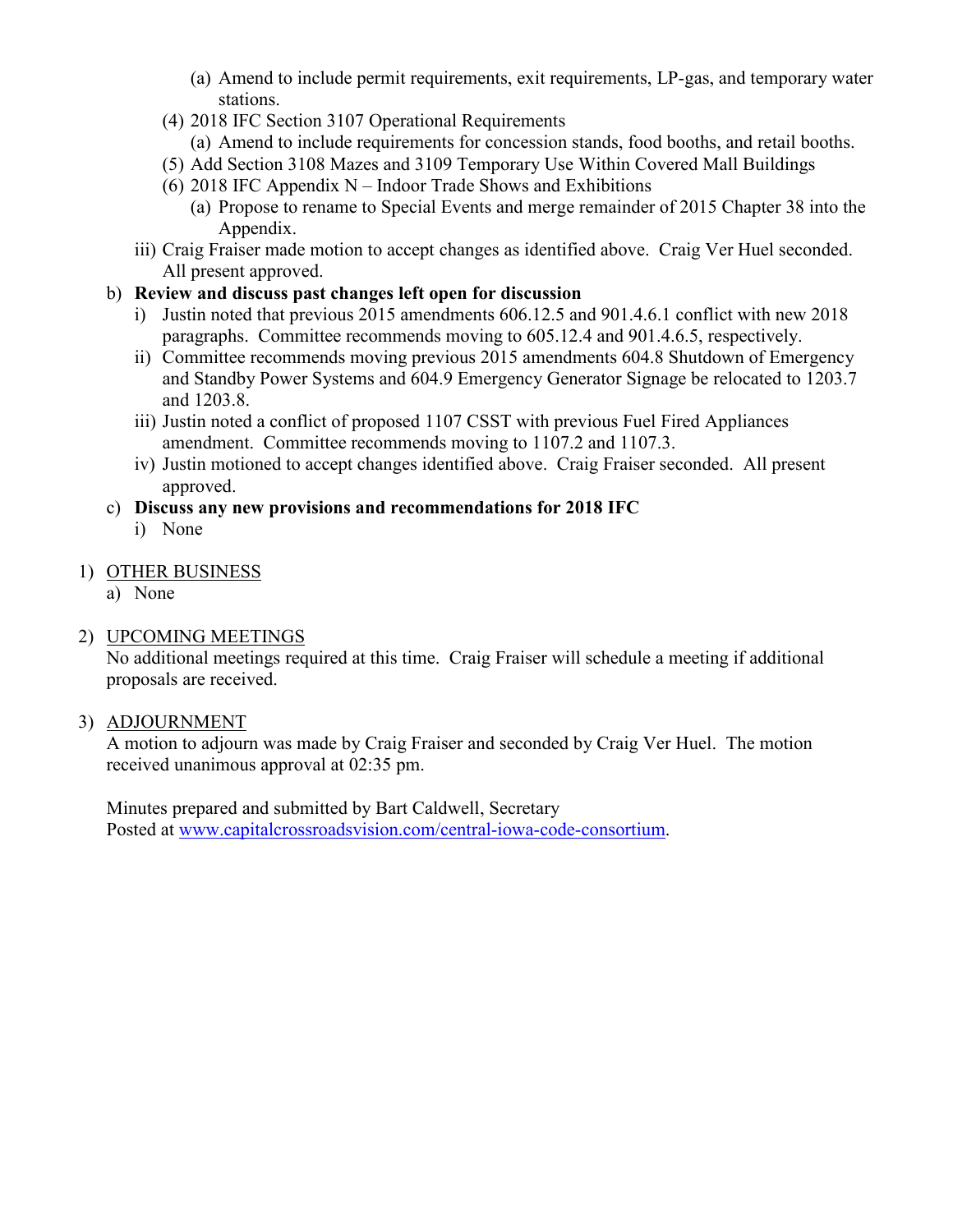(a) Amend to include permit requirements, exit requirements, LP-gas, and temporary water stations.

(4) 2018 IFC Section 3107 Operational Requirements

(a) Amend to include requirements for concession stands, food booths, and retail booths.

(5) Add Section 3108 Mazes and 3109 Temporary Use Within Covered Mall Buildings

(6) 2018 IFC Appendix N – Indoor Trade Shows and Exhibitions

(a) Propose to rename to Special Events and merge remainder of 2015 Chapter 38 into the Appendix.

iii) Craig Fraiser made motion to accept changes as identified above. Craig Ver Huel seconded. All present approved.

b) **Review and discuss past changes left open for discussion**

i) Justin noted that previous 2015 amendments 606.12.5 and 901.4.6.1 conflict with new 2018 paragraphs. Committee recommends moving to 605.12.4 and 901.4.6.5, respectively.

ii) Committee recommends moving previous 2015 amendments 604.8 Shutdown of Emergency and Standby Power Systems and 604.9 Emergency Generator Signage be relocated to 1203.7 and 1203.8.

iii) Justin noted a conflict of proposed 1107 CSST with previous Fuel Fired Appliances amendment. Committee recommends moving to 1107.2 and 1107.3.

iv) Justin motioned to accept changes identified above. Craig Fraiser seconded. All present approved.

c) **Discuss any new provisions and recommendations for 2018 IFC**

i) None

1) <u>OTHER BUSINESS</u>

a) None

2) <u>UPCOMING MEETINGS</u>

No additional meetings required at this time. Craig Fraiser will schedule a meeting if additional proposals are received.

3) <u>ADJOURNMENT</u>

A motion to adjourn was made by Craig Fraiser and seconded by Craig Ver Huel. The motion received unanimous approval at 02:35 pm.

Minutes prepared and submitted by Bart Caldwell, Secretary
Posted at [www.capitalcrossroadsvision.com/central-iowa-code-consortium](www.capitalcrossroadsvision.com/central-iowa-code-consortium).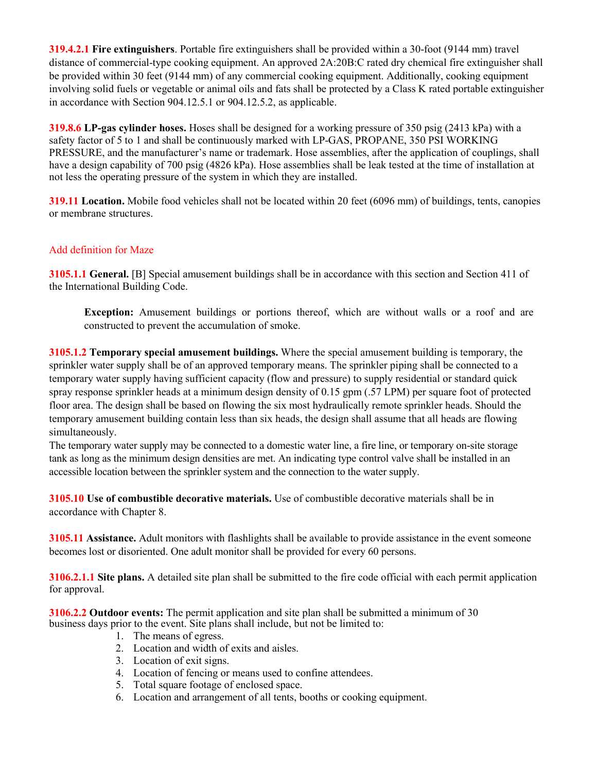**319.4.2.1 Fire extinguishers**. Portable fire extinguishers shall be provided within a 30-foot (9144 mm) travel distance of commercial-type cooking equipment. An approved 2A:20B:C rated dry chemical fire extinguisher shall be provided within 30 feet (9144 mm) of any commercial cooking equipment. Additionally, cooking equipment involving solid fuels or vegetable or animal oils and fats shall be protected by a Class K rated portable extinguisher in accordance with Section 904.12.5.1 or 904.12.5.2, as applicable.

**319.8.6 LP-gas cylinder hoses.** Hoses shall be designed for a working pressure of 350 psig (2413 kPa) with a safety factor of 5 to 1 and shall be continuously marked with LP-GAS, PROPANE, 350 PSI WORKING PRESSURE, and the manufacturer's name or trademark. Hose assemblies, after the application of couplings, shall have a design capability of 700 psig (4826 kPa). Hose assemblies shall be leak tested at the time of installation at not less the operating pressure of the system in which they are installed.

**319.11 Location.** Mobile food vehicles shall not be located within 20 feet (6096 mm) of buildings, tents, canopies or membrane structures.

Add definition for Maze

**3105.1.1 General.** [B] Special amusement buildings shall be in accordance with this section and Section 411 of the International Building Code.

> **Exception:** Amusement buildings or portions thereof, which are without walls or a roof and are constructed to prevent the accumulation of smoke.

**3105.1.2 Temporary special amusement buildings.** Where the special amusement building is temporary, the sprinkler water supply shall be of an approved temporary means. The sprinkler piping shall be connected to a temporary water supply having sufficient capacity (flow and pressure) to supply residential or standard quick spray response sprinkler heads at a minimum design density of 0.15 gpm (.57 LPM) per square foot of protected floor area. The design shall be based on flowing the six most hydraulically remote sprinkler heads. Should the temporary amusement building contain less than six heads, the design shall assume that all heads are flowing simultaneously.
The temporary water supply may be connected to a domestic water line, a fire line, or temporary on-site storage tank as long as the minimum design densities are met. An indicating type control valve shall be installed in an accessible location between the sprinkler system and the connection to the water supply.

**3105.10 Use of combustible decorative materials.** Use of combustible decorative materials shall be in accordance with Chapter 8.

**3105.11 Assistance.** Adult monitors with flashlights shall be available to provide assistance in the event someone becomes lost or disoriented. One adult monitor shall be provided for every 60 persons.

**3106.2.1.1 Site plans.** A detailed site plan shall be submitted to the fire code official with each permit application for approval.

**3106.2.2 Outdoor events:** The permit application and site plan shall be submitted a minimum of 30 business days prior to the event. Site plans shall include, but not be limited to:

1. The means of egress.
2. Location and width of exits and aisles.
3. Location of exit signs.
4. Location of fencing or means used to confine attendees.
5. Total square footage of enclosed space.
6. Location and arrangement of all tents, booths or cooking equipment.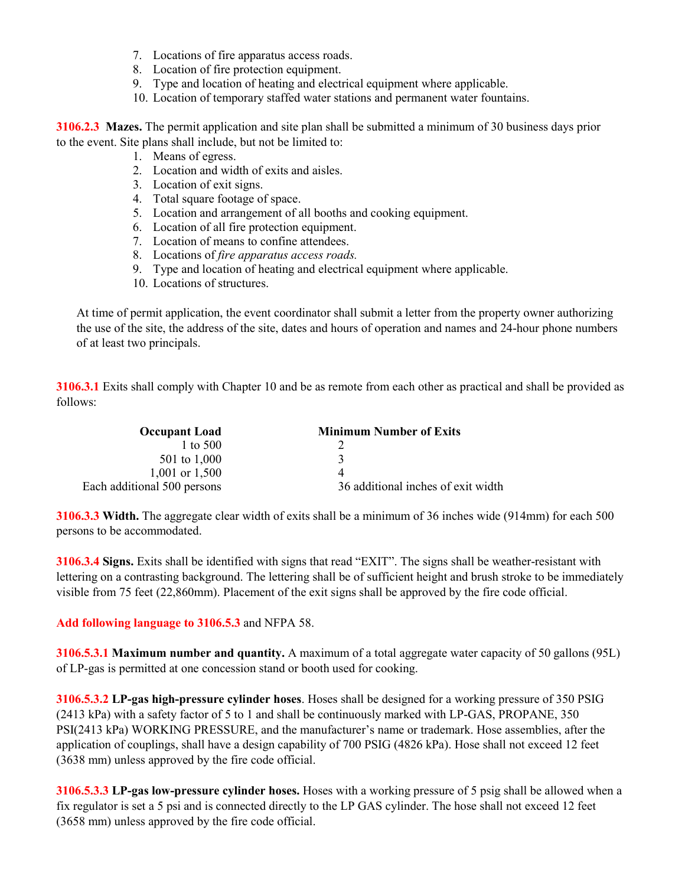7. Locations of fire apparatus access roads.
8. Location of fire protection equipment.
9. Type and location of heating and electrical equipment where applicable.
10. Location of temporary staffed water stations and permanent water fountains.

**3106.2.3 Mazes.** The permit application and site plan shall be submitted a minimum of 30 business days prior to the event. Site plans shall include, but not be limited to:

1. Means of egress.
2. Location and width of exits and aisles.
3. Location of exit signs.
4. Total square footage of space.
5. Location and arrangement of all booths and cooking equipment.
6. Location of all fire protection equipment.
7. Location of means to confine attendees.
8. Locations of *fire apparatus access roads.*
9. Type and location of heating and electrical equipment where applicable.
10. Locations of structures.

At time of permit application, the event coordinator shall submit a letter from the property owner authorizing the use of the site, the address of the site, dates and hours of operation and names and 24-hour phone numbers of at least two principals.

**3106.3.1** Exits shall comply with Chapter 10 and be as remote from each other as practical and shall be provided as follows:

| Occupant Load | Minimum Number of Exits |
|---|---|
| 1 to 500 | 2 |
| 501 to 1,000 | 3 |
| 1,001 or 1,500 | 4 |
| Each additional 500 persons | 36 additional inches of exit width |

**3106.3.3 Width.** The aggregate clear width of exits shall be a minimum of 36 inches wide (914mm) for each 500 persons to be accommodated.

**3106.3.4 Signs.** Exits shall be identified with signs that read "EXIT". The signs shall be weather-resistant with lettering on a contrasting background. The lettering shall be of sufficient height and brush stroke to be immediately visible from 75 feet (22,860mm). Placement of the exit signs shall be approved by the fire code official.

**Add following language to 3106.5.3** and NFPA 58.

**3106.5.3.1 Maximum number and quantity.** A maximum of a total aggregate water capacity of 50 gallons (95L) of LP-gas is permitted at one concession stand or booth used for cooking.

**3106.5.3.2 LP-gas high-pressure cylinder hoses**. Hoses shall be designed for a working pressure of 350 PSIG (2413 kPa) with a safety factor of 5 to 1 and shall be continuously marked with LP-GAS, PROPANE, 350 PSI(2413 kPa) WORKING PRESSURE, and the manufacturer's name or trademark. Hose assemblies, after the application of couplings, shall have a design capability of 700 PSIG (4826 kPa). Hose shall not exceed 12 feet (3638 mm) unless approved by the fire code official.

**3106.5.3.3 LP-gas low-pressure cylinder hoses.** Hoses with a working pressure of 5 psig shall be allowed when a fix regulator is set a 5 psi and is connected directly to the LP GAS cylinder. The hose shall not exceed 12 feet (3658 mm) unless approved by the fire code official.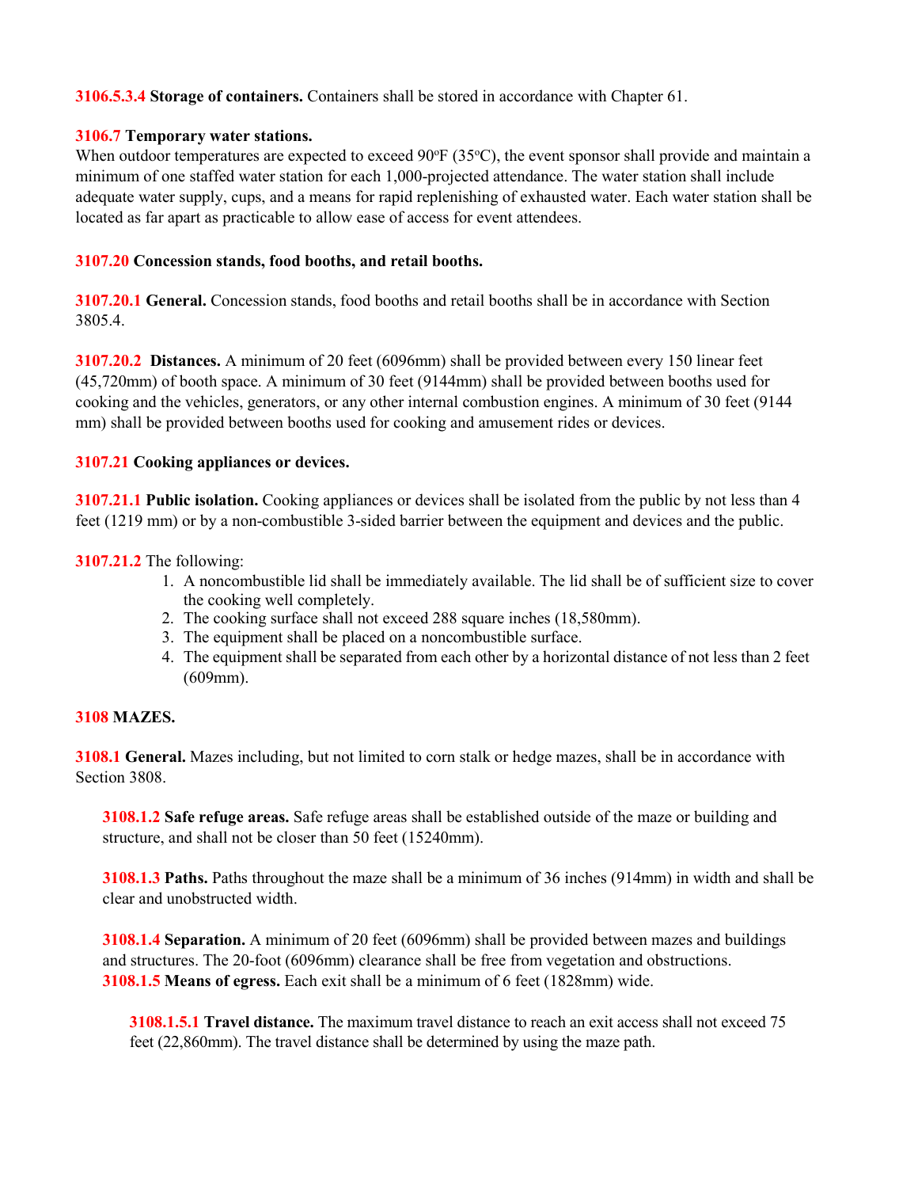**3106.5.3.4 Storage of containers.** Containers shall be stored in accordance with Chapter 61.

**3106.7 Temporary water stations.**
When outdoor temperatures are expected to exceed 90ºF (35ºC), the event sponsor shall provide and maintain a minimum of one staffed water station for each 1,000-projected attendance. The water station shall include adequate water supply, cups, and a means for rapid replenishing of exhausted water. Each water station shall be located as far apart as practicable to allow ease of access for event attendees.

**3107.20 Concession stands, food booths, and retail booths.**

**3107.20.1 General.** Concession stands, food booths and retail booths shall be in accordance with Section 3805.4.

**3107.20.2 Distances.** A minimum of 20 feet (6096mm) shall be provided between every 150 linear feet (45,720mm) of booth space. A minimum of 30 feet (9144mm) shall be provided between booths used for cooking and the vehicles, generators, or any other internal combustion engines. A minimum of 30 feet (9144 mm) shall be provided between booths used for cooking and amusement rides or devices.

**3107.21 Cooking appliances or devices.**

**3107.21.1 Public isolation.** Cooking appliances or devices shall be isolated from the public by not less than 4 feet (1219 mm) or by a non-combustible 3-sided barrier between the equipment and devices and the public.

**3107.21.2** The following:

1. A noncombustible lid shall be immediately available. The lid shall be of sufficient size to cover the cooking well completely.
2. The cooking surface shall not exceed 288 square inches (18,580mm).
3. The equipment shall be placed on a noncombustible surface.
4. The equipment shall be separated from each other by a horizontal distance of not less than 2 feet (609mm).

**3108 MAZES.**

**3108.1 General.** Mazes including, but not limited to corn stalk or hedge mazes, shall be in accordance with Section 3808.

**3108.1.2 Safe refuge areas.** Safe refuge areas shall be established outside of the maze or building and structure, and shall not be closer than 50 feet (15240mm).

**3108.1.3 Paths.** Paths throughout the maze shall be a minimum of 36 inches (914mm) in width and shall be clear and unobstructed width.

**3108.1.4 Separation.** A minimum of 20 feet (6096mm) shall be provided between mazes and buildings and structures. The 20-foot (6096mm) clearance shall be free from vegetation and obstructions.

**3108.1.5 Means of egress.** Each exit shall be a minimum of 6 feet (1828mm) wide.

**3108.1.5.1 Travel distance.** The maximum travel distance to reach an exit access shall not exceed 75 feet (22,860mm). The travel distance shall be determined by using the maze path.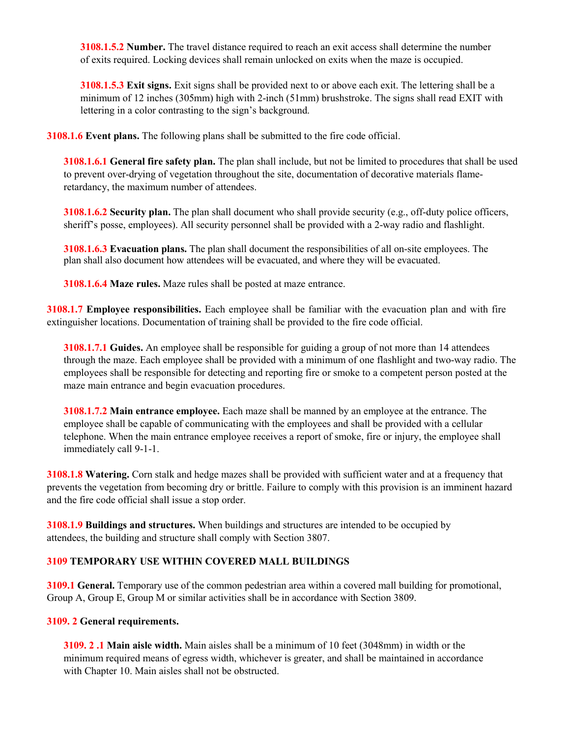**3108.1.5.2 Number.** The travel distance required to reach an exit access shall determine the number of exits required. Locking devices shall remain unlocked on exits when the maze is occupied.

**3108.1.5.3 Exit signs.** Exit signs shall be provided next to or above each exit. The lettering shall be a minimum of 12 inches (305mm) high with 2-inch (51mm) brushstroke. The signs shall read EXIT with lettering in a color contrasting to the sign's background.

**3108.1.6 Event plans.** The following plans shall be submitted to the fire code official.

**3108.1.6.1 General fire safety plan.** The plan shall include, but not be limited to procedures that shall be used to prevent over-drying of vegetation throughout the site, documentation of decorative materials flame-retardancy, the maximum number of attendees.

**3108.1.6.2 Security plan.** The plan shall document who shall provide security (e.g., off-duty police officers, sheriff's posse, employees). All security personnel shall be provided with a 2-way radio and flashlight.

**3108.1.6.3 Evacuation plans.** The plan shall document the responsibilities of all on-site employees. The plan shall also document how attendees will be evacuated, and where they will be evacuated.

**3108.1.6.4 Maze rules.** Maze rules shall be posted at maze entrance.

**3108.1.7 Employee responsibilities.** Each employee shall be familiar with the evacuation plan and with fire extinguisher locations. Documentation of training shall be provided to the fire code official.

**3108.1.7.1 Guides.** An employee shall be responsible for guiding a group of not more than 14 attendees through the maze. Each employee shall be provided with a minimum of one flashlight and two-way radio. The employees shall be responsible for detecting and reporting fire or smoke to a competent person posted at the maze main entrance and begin evacuation procedures.

**3108.1.7.2 Main entrance employee.** Each maze shall be manned by an employee at the entrance. The employee shall be capable of communicating with the employees and shall be provided with a cellular telephone. When the main entrance employee receives a report of smoke, fire or injury, the employee shall immediately call 9-1-1.

**3108.1.8 Watering.** Corn stalk and hedge mazes shall be provided with sufficient water and at a frequency that prevents the vegetation from becoming dry or brittle. Failure to comply with this provision is an imminent hazard and the fire code official shall issue a stop order.

**3108.1.9 Buildings and structures.** When buildings and structures are intended to be occupied by attendees, the building and structure shall comply with Section 3807.

## 3109 TEMPORARY USE WITHIN COVERED MALL BUILDINGS

**3109.1 General.** Temporary use of the common pedestrian area within a covered mall building for promotional, Group A, Group E, Group M or similar activities shall be in accordance with Section 3809.

**3109. 2 General requirements.**

**3109. 2 .1 Main aisle width.** Main aisles shall be a minimum of 10 feet (3048mm) in width or the minimum required means of egress width, whichever is greater, and shall be maintained in accordance with Chapter 10. Main aisles shall not be obstructed.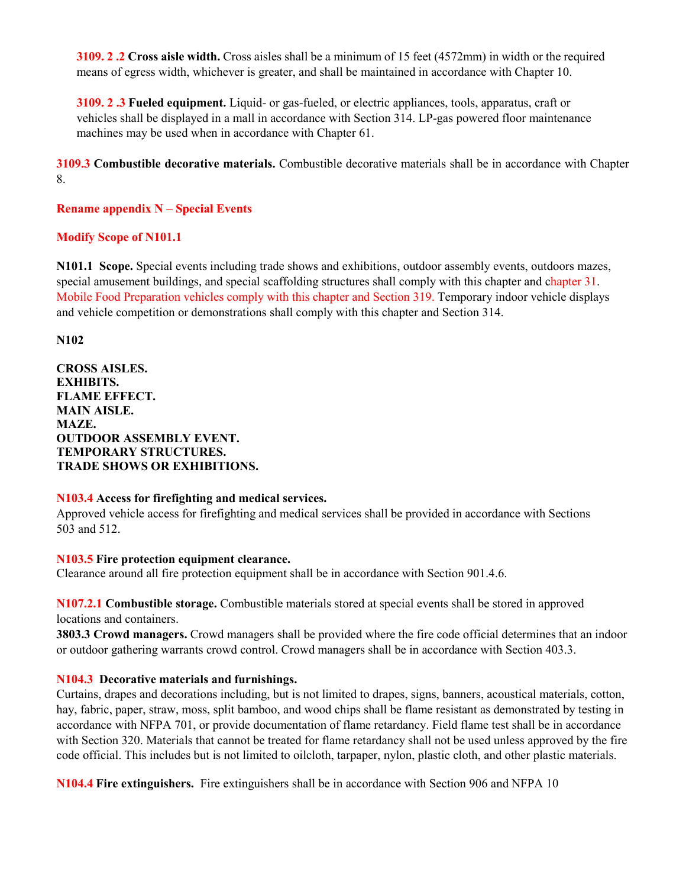**3109. 2 .2 Cross aisle width.** Cross aisles shall be a minimum of 15 feet (4572mm) in width or the required means of egress width, whichever is greater, and shall be maintained in accordance with Chapter 10.

**3109. 2 .3 Fueled equipment.** Liquid- or gas-fueled, or electric appliances, tools, apparatus, craft or vehicles shall be displayed in a mall in accordance with Section 314. LP-gas powered floor maintenance machines may be used when in accordance with Chapter 61.

**3109.3 Combustible decorative materials.** Combustible decorative materials shall be in accordance with Chapter 8.

**Rename appendix N – Special Events**

**Modify Scope of N101.1**

**N101.1 Scope.** Special events including trade shows and exhibitions, outdoor assembly events, outdoors mazes, special amusement buildings, and special scaffolding structures shall comply with this chapter and chapter 31. Mobile Food Preparation vehicles comply with this chapter and Section 319. Temporary indoor vehicle displays and vehicle competition or demonstrations shall comply with this chapter and Section 314.

**N102**

**CROSS AISLES.**
**EXHIBITS.**
**FLAME EFFECT.**
**MAIN AISLE.**
**MAZE.**
**OUTDOOR ASSEMBLY EVENT.**
**TEMPORARY STRUCTURES.**
**TRADE SHOWS OR EXHIBITIONS.**

**N103.4 Access for firefighting and medical services.**
Approved vehicle access for firefighting and medical services shall be provided in accordance with Sections 503 and 512.

**N103.5 Fire protection equipment clearance.**
Clearance around all fire protection equipment shall be in accordance with Section 901.4.6.

**N107.2.1 Combustible storage.** Combustible materials stored at special events shall be stored in approved locations and containers.
**3803.3 Crowd managers.** Crowd managers shall be provided where the fire code official determines that an indoor or outdoor gathering warrants crowd control. Crowd managers shall be in accordance with Section 403.3.

**N104.3 Decorative materials and furnishings.**
Curtains, drapes and decorations including, but is not limited to drapes, signs, banners, acoustical materials, cotton, hay, fabric, paper, straw, moss, split bamboo, and wood chips shall be flame resistant as demonstrated by testing in accordance with NFPA 701, or provide documentation of flame retardancy. Field flame test shall be in accordance with Section 320. Materials that cannot be treated for flame retardancy shall not be used unless approved by the fire code official. This includes but is not limited to oilcloth, tarpaper, nylon, plastic cloth, and other plastic materials.

**N104.4 Fire extinguishers.** Fire extinguishers shall be in accordance with Section 906 and NFPA 10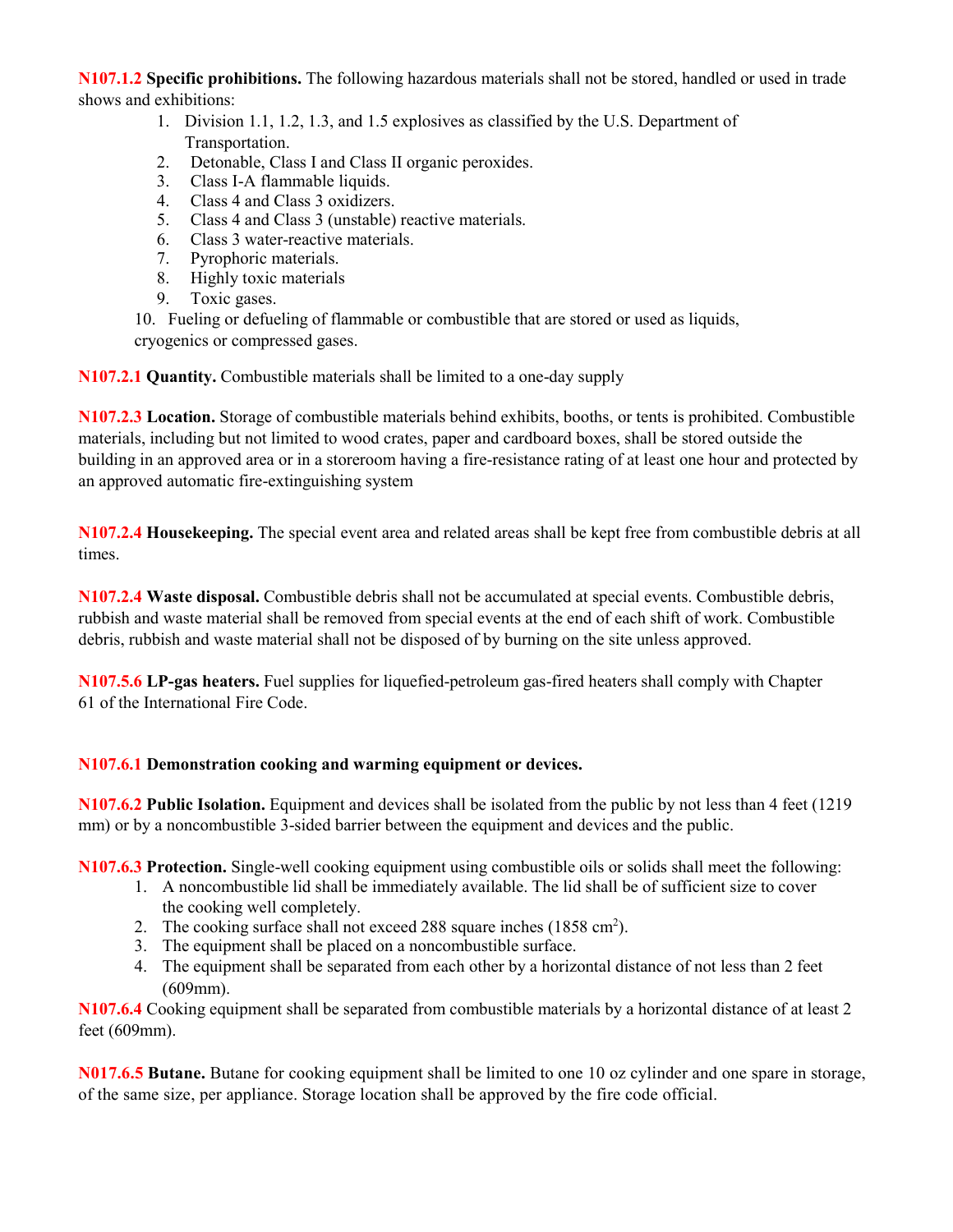**N107.1.2 Specific prohibitions.** The following hazardous materials shall not be stored, handled or used in trade shows and exhibitions:

1. Division 1.1, 1.2, 1.3, and 1.5 explosives as classified by the U.S. Department of Transportation.
2. Detonable, Class I and Class II organic peroxides.
3. Class I-A flammable liquids.
4. Class 4 and Class 3 oxidizers.
5. Class 4 and Class 3 (unstable) reactive materials.
6. Class 3 water-reactive materials.
7. Pyrophoric materials.
8. Highly toxic materials
9. Toxic gases.
10. Fueling or defueling of flammable or combustible that are stored or used as liquids, cryogenics or compressed gases.

**N107.2.1 Quantity.** Combustible materials shall be limited to a one-day supply

**N107.2.3 Location.** Storage of combustible materials behind exhibits, booths, or tents is prohibited. Combustible materials, including but not limited to wood crates, paper and cardboard boxes, shall be stored outside the building in an approved area or in a storeroom having a fire-resistance rating of at least one hour and protected by an approved automatic fire-extinguishing system

**N107.2.4 Housekeeping.** The special event area and related areas shall be kept free from combustible debris at all times.

**N107.2.4 Waste disposal.** Combustible debris shall not be accumulated at special events. Combustible debris, rubbish and waste material shall be removed from special events at the end of each shift of work. Combustible debris, rubbish and waste material shall not be disposed of by burning on the site unless approved.

**N107.5.6 LP-gas heaters.** Fuel supplies for liquefied-petroleum gas-fired heaters shall comply with Chapter 61 of the International Fire Code.

**N107.6.1 Demonstration cooking and warming equipment or devices.**

**N107.6.2 Public Isolation.** Equipment and devices shall be isolated from the public by not less than 4 feet (1219 mm) or by a noncombustible 3-sided barrier between the equipment and devices and the public.

**N107.6.3 Protection.** Single-well cooking equipment using combustible oils or solids shall meet the following:

1. A noncombustible lid shall be immediately available. The lid shall be of sufficient size to cover the cooking well completely.
2. The cooking surface shall not exceed 288 square inches (1858 $cm^2$).
3. The equipment shall be placed on a noncombustible surface.
4. The equipment shall be separated from each other by a horizontal distance of not less than 2 feet (609mm).

**N107.6.4** Cooking equipment shall be separated from combustible materials by a horizontal distance of at least 2 feet (609mm).

**N017.6.5 Butane.** Butane for cooking equipment shall be limited to one 10 oz cylinder and one spare in storage, of the same size, per appliance. Storage location shall be approved by the fire code official.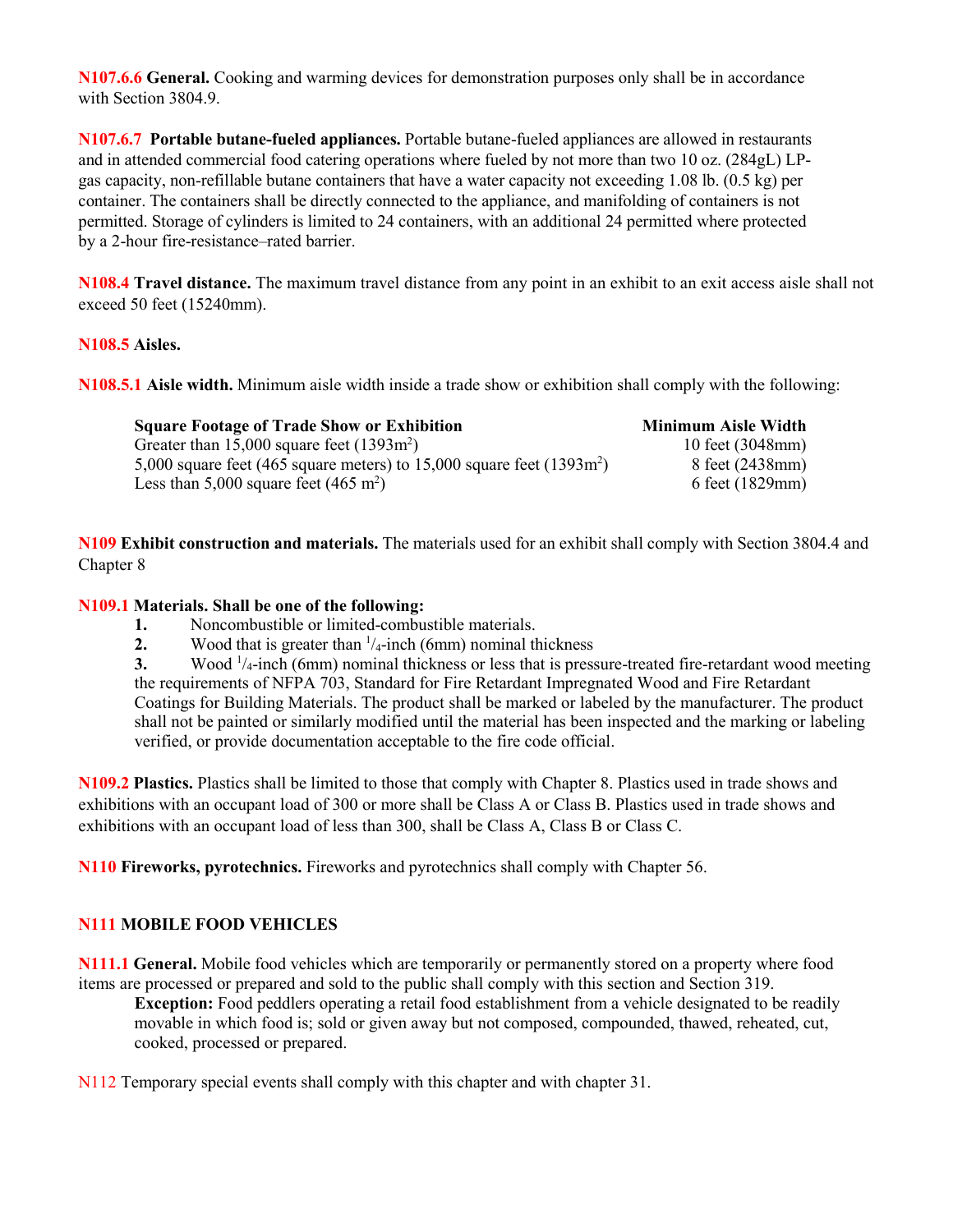**N107.6.6 General.** Cooking and warming devices for demonstration purposes only shall be in accordance with Section 3804.9.

**N107.6.7 Portable butane-fueled appliances.** Portable butane-fueled appliances are allowed in restaurants and in attended commercial food catering operations where fueled by not more than two 10 oz. (284gL) LP-gas capacity, non-refillable butane containers that have a water capacity not exceeding 1.08 lb. (0.5 kg) per container. The containers shall be directly connected to the appliance, and manifolding of containers is not permitted. Storage of cylinders is limited to 24 containers, with an additional 24 permitted where protected by a 2-hour fire-resistance–rated barrier.

**N108.4 Travel distance.** The maximum travel distance from any point in an exhibit to an exit access aisle shall not exceed 50 feet (15240mm).

**N108.5 Aisles.**

**N108.5.1 Aisle width.** Minimum aisle width inside a trade show or exhibition shall comply with the following:

| Square Footage of Trade Show or Exhibition | Minimum Aisle Width |
|---|---|
| Greater than 15,000 square feet (1393m$^2$) | 10 feet (3048mm) |
| 5,000 square feet (465 square meters) to 15,000 square feet (1393m$^2$) | 8 feet (2438mm) |
| Less than 5,000 square feet (465 m$^2$) | 6 feet (1829mm) |

**N109 Exhibit construction and materials.** The materials used for an exhibit shall comply with Section 3804.4 and Chapter 8

**N109.1 Materials. Shall be one of the following:**

1. Noncombustible or limited-combustible materials.
2. Wood that is greater than 1/4-inch (6mm) nominal thickness
3. Wood 1/4-inch (6mm) nominal thickness or less that is pressure-treated fire-retardant wood meeting the requirements of NFPA 703, Standard for Fire Retardant Impregnated Wood and Fire Retardant Coatings for Building Materials. The product shall be marked or labeled by the manufacturer. The product shall not be painted or similarly modified until the material has been inspected and the marking or labeling verified, or provide documentation acceptable to the fire code official.

**N109.2 Plastics.** Plastics shall be limited to those that comply with Chapter 8. Plastics used in trade shows and exhibitions with an occupant load of 300 or more shall be Class A or Class B. Plastics used in trade shows and exhibitions with an occupant load of less than 300, shall be Class A, Class B or Class C.

**N110 Fireworks, pyrotechnics.** Fireworks and pyrotechnics shall comply with Chapter 56.

## N111 MOBILE FOOD VEHICLES

**N111.1 General.** Mobile food vehicles which are temporarily or permanently stored on a property where food items are processed or prepared and sold to the public shall comply with this section and Section 319.

**Exception:** Food peddlers operating a retail food establishment from a vehicle designated to be readily movable in which food is; sold or given away but not composed, compounded, thawed, reheated, cut, cooked, processed or prepared.

N112 Temporary special events shall comply with this chapter and with chapter 31.